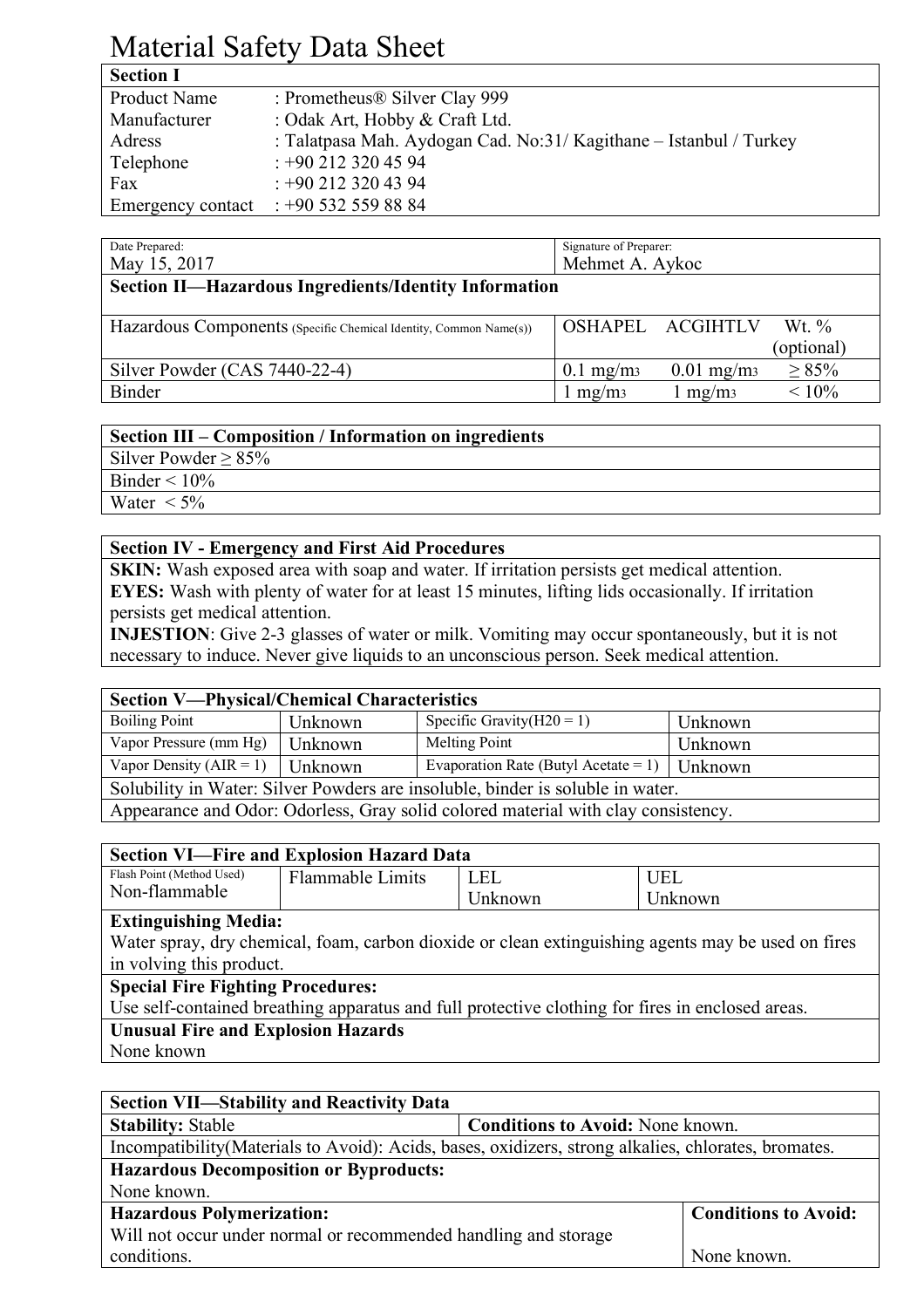# Material Safety Data Sheet

| Section I | |
|---|---|
| Product Name | : Prometheus® Silver Clay 999 |
| Manufacturer | : Odak Art, Hobby & Craft Ltd. |
| Adress | : Talatpasa Mah. Aydogan Cad. No:31/ Kagithane – Istanbul / Turkey |
| Telephone | : +90 212 320 45 94 |
| Fax | : +90 212 320 43 94 |
| Emergency contact | : +90 532 559 88 84 |

| Date Prepared: May 15, 2017 | Signature of Preparer: Mehmet A. Aykoc | | |
|---|---|---|---|
| **Section II—Hazardous Ingredients/Identity Information** | | | |
| Hazardous Components (Specific Chemical Identity, Common Name(s)) | OSHAPEL | ACGIHTLV | Wt. % (optional) |
| Silver Powder (CAS 7440-22-4) | 0.1 mg/m3 | 0.01 mg/m3 | ≥ 85% |
| Binder | 1 mg/m3 | 1 mg/m3 | < 10% |

| Section III – Composition / Information on ingredients |
|---|
| Silver Powder ≥ 85% |
| Binder < 10% |
| Water < 5% |

**Section IV - Emergency and First Aid Procedures**

**SKIN:** Wash exposed area with soap and water. If irritation persists get medical attention.

**EYES:** Wash with plenty of water for at least 15 minutes, lifting lids occasionally. If irritation persists get medical attention.

**INJESTION**: Give 2-3 glasses of water or milk. Vomiting may occur spontaneously, but it is not necessary to induce. Never give liquids to an unconscious person. Seek medical attention.

| Section V—Physical/Chemical Characteristics | | | |
|---|---|---|---|
| Boiling Point | Unknown | Specific Gravity(H20 = 1) | Unknown |
| Vapor Pressure (mm Hg) | Unknown | Melting Point | Unknown |
| Vapor Density (AIR = 1) | Unknown | Evaporation Rate (Butyl Acetate = 1) | Unknown |
| Solubility in Water: Silver Powders are insoluble, binder is soluble in water. | | | |
| Appearance and Odor: Odorless, Gray solid colored material with clay consistency. | | | |

| Section VI—Fire and Explosion Hazard Data | | | |
|---|---|---|---|
| Flash Point (Method Used) Non-flammable | Flammable Limits | LEL Unknown | UEL Unknown |

**Extinguishing Media:**
Water spray, dry chemical, foam, carbon dioxide or clean extinguishing agents may be used on fires in volving this product.

**Special Fire Fighting Procedures:**
Use self-contained breathing apparatus and full protective clothing for fires in enclosed areas.

**Unusual Fire and Explosion Hazards**
None known

| Section VII—Stability and Reactivity Data | |
|---|---|
| **Stability:** Stable | **Conditions to Avoid:** None known. |
| Incompatibility(Materials to Avoid): Acids, bases, oxidizers, strong alkalies, chlorates, bromates. | |
| **Hazardous Decomposition or Byproducts:** None known. | |
| **Hazardous Polymerization:** Will not occur under normal or recommended handling and storage conditions. | **Conditions to Avoid:** None known. |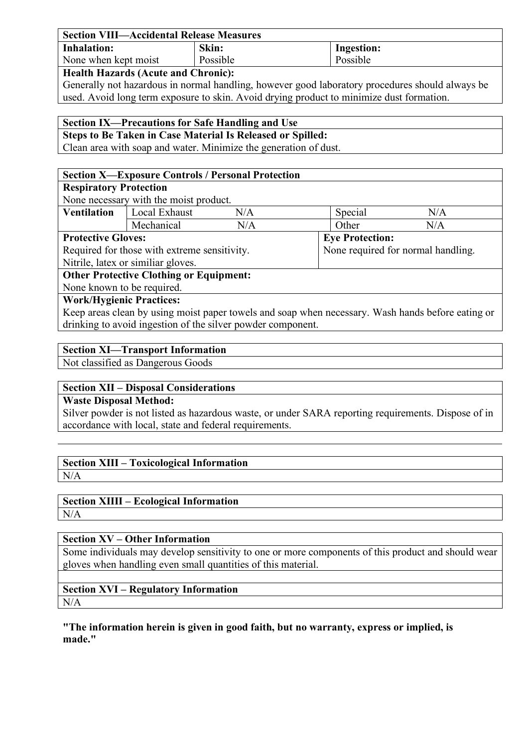**Section VIII—Accidental Release Measures**

| Inhalation: | Skin: | Ingestion: |
|---|---|---|
| None when kept moist | Possible | Possible |

**Health Hazards (Acute and Chronic):**

Generally not hazardous in normal handling, however good laboratory procedures should always be used. Avoid long term exposure to skin. Avoid drying product to minimize dust formation.

**Section IX—Precautions for Safe Handling and Use**

**Steps to Be Taken in Case Material Is Released or Spilled:**

Clean area with soap and water. Minimize the generation of dust.

**Section X—Exposure Controls / Personal Protection**

**Respiratory Protection**

None necessary with the moist product.

| | | | | |
|---|---|---|---|---|
| **Ventilation** | Local Exhaust | N/A | Special | N/A |
| | Mechanical | N/A | Other | N/A |

| **Protective Gloves:** | **Eye Protection:** |
|---|---|
| Required for those with extreme sensitivity. Nitrile, latex or similiar gloves. | None required for normal handling. |

**Other Protective Clothing or Equipment:**

None known to be required.

**Work/Hygienic Practices:**

Keep areas clean by using moist paper towels and soap when necessary. Wash hands before eating or drinking to avoid ingestion of the silver powder component.

**Section XI—Transport Information**

Not classified as Dangerous Goods

**Section XII – Disposal Considerations**

**Waste Disposal Method:**

Silver powder is not listed as hazardous waste, or under SARA reporting requirements. Dispose of in accordance with local, state and federal requirements.

---

**Section XIII – Toxicological Information**

N/A

**Section XIIII – Ecological Information**

N/A

**Section XV – Other Information**

Some individuals may develop sensitivity to one or more components of this product and should wear gloves when handling even small quantities of this material.

**Section XVI – Regulatory Information**

N/A

**"The information herein is given in good faith, but no warranty, express or implied, is made."**